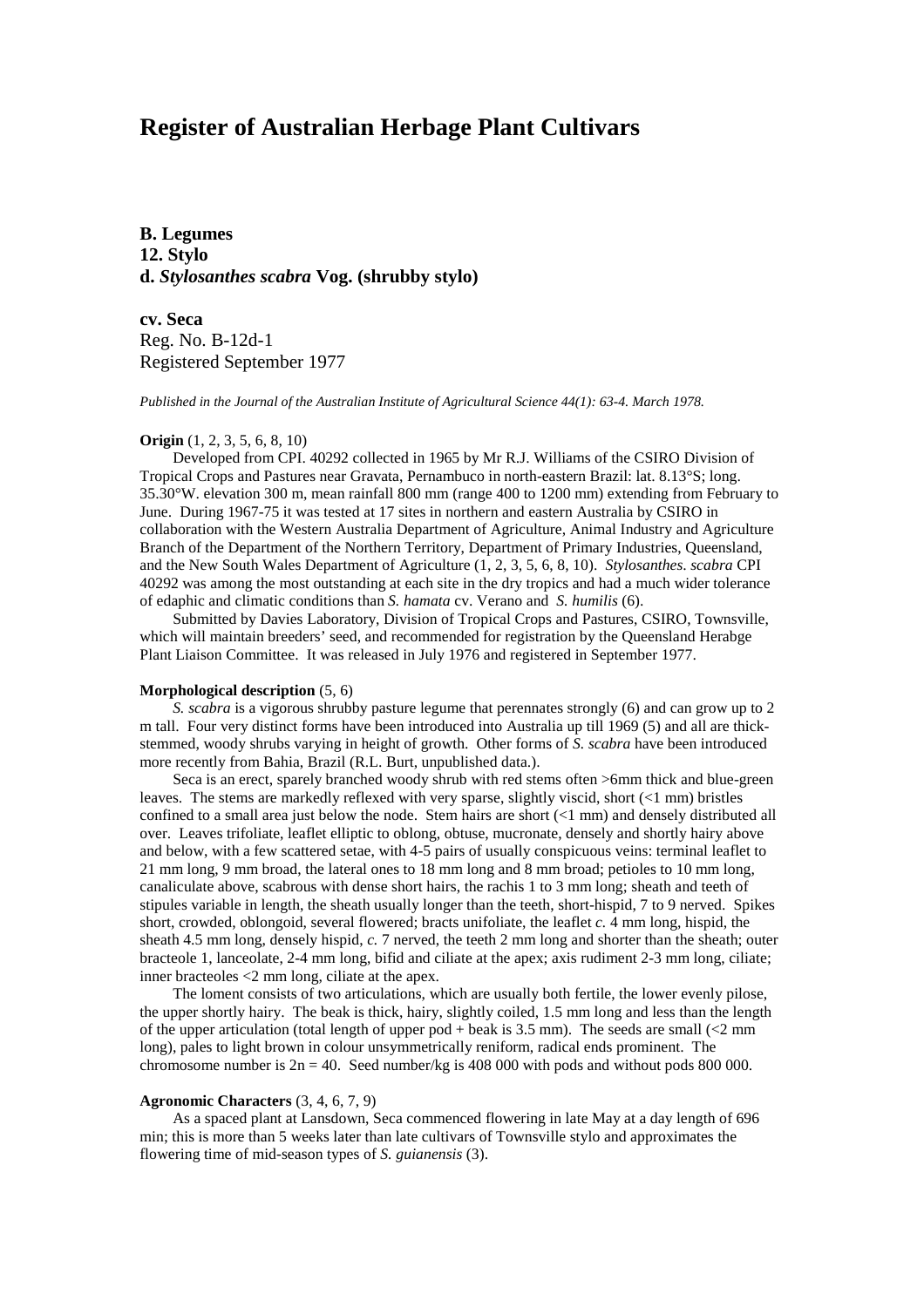# Register of Australian Herbage Plant Cultivars

**B. Legumes**
**12. Stylo**
**d. *Stylosanthes scabra* Vog. (shrubby stylo)**

**cv. Seca**
Reg. No. B-12d-1
Registered September 1977

*Published in the Journal of the Australian Institute of Agricultural Science 44(1): 63-4. March 1978.*

**Origin** (1, 2, 3, 5, 6, 8, 10)

Developed from CPI. 40292 collected in 1965 by Mr R.J. Williams of the CSIRO Division of Tropical Crops and Pastures near Gravata, Pernambuco in north-eastern Brazil: lat. 8.13°S; long. 35.30°W. elevation 300 m, mean rainfall 800 mm (range 400 to 1200 mm) extending from February to June. During 1967-75 it was tested at 17 sites in northern and eastern Australia by CSIRO in collaboration with the Western Australia Department of Agriculture, Animal Industry and Agriculture Branch of the Department of the Northern Territory, Department of Primary Industries, Queensland, and the New South Wales Department of Agriculture (1, 2, 3, 5, 6, 8, 10). *Stylosanthes. scabra* CPI 40292 was among the most outstanding at each site in the dry tropics and had a much wider tolerance of edaphic and climatic conditions than *S. hamata* cv. Verano and *S. humilis* (6).

Submitted by Davies Laboratory, Division of Tropical Crops and Pastures, CSIRO, Townsville, which will maintain breeders' seed, and recommended for registration by the Queensland Herabge Plant Liaison Committee. It was released in July 1976 and registered in September 1977.

**Morphological description** (5, 6)

*S. scabra* is a vigorous shrubby pasture legume that perennates strongly (6) and can grow up to 2 m tall. Four very distinct forms have been introduced into Australia up till 1969 (5) and all are thick-stemmed, woody shrubs varying in height of growth. Other forms of *S. scabra* have been introduced more recently from Bahia, Brazil (R.L. Burt, unpublished data.).

Seca is an erect, sparely branched woody shrub with red stems often >6mm thick and blue-green leaves. The stems are markedly reflexed with very sparse, slightly viscid, short (<1 mm) bristles confined to a small area just below the node. Stem hairs are short (<1 mm) and densely distributed all over. Leaves trifoliate, leaflet elliptic to oblong, obtuse, mucronate, densely and shortly hairy above and below, with a few scattered setae, with 4-5 pairs of usually conspicuous veins: terminal leaflet to 21 mm long, 9 mm broad, the lateral ones to 18 mm long and 8 mm broad; petioles to 10 mm long, canaliculate above, scabrous with dense short hairs, the rachis 1 to 3 mm long; sheath and teeth of stipules variable in length, the sheath usually longer than the teeth, short-hispid, 7 to 9 nerved. Spikes short, crowded, oblongoid, several flowered; bracts unifoliate, the leaflet *c.* 4 mm long, hispid, the sheath 4.5 mm long, densely hispid, *c.* 7 nerved, the teeth 2 mm long and shorter than the sheath; outer bracteole 1, lanceolate, 2-4 mm long, bifid and ciliate at the apex; axis rudiment 2-3 mm long, ciliate; inner bracteoles <2 mm long, ciliate at the apex.

The loment consists of two articulations, which are usually both fertile, the lower evenly pilose, the upper shortly hairy. The beak is thick, hairy, slightly coiled, 1.5 mm long and less than the length of the upper articulation (total length of upper pod + beak is 3.5 mm). The seeds are small (<2 mm long), pales to light brown in colour unsymmetrically reniform, radical ends prominent. The chromosome number is $2n = 40$. Seed number/kg is 408 000 with pods and without pods 800 000.

**Agronomic Characters** (3, 4, 6, 7, 9)

As a spaced plant at Lansdown, Seca commenced flowering in late May at a day length of 696 min; this is more than 5 weeks later than late cultivars of Townsville stylo and approximates the flowering time of mid-season types of *S. guianensis* (3).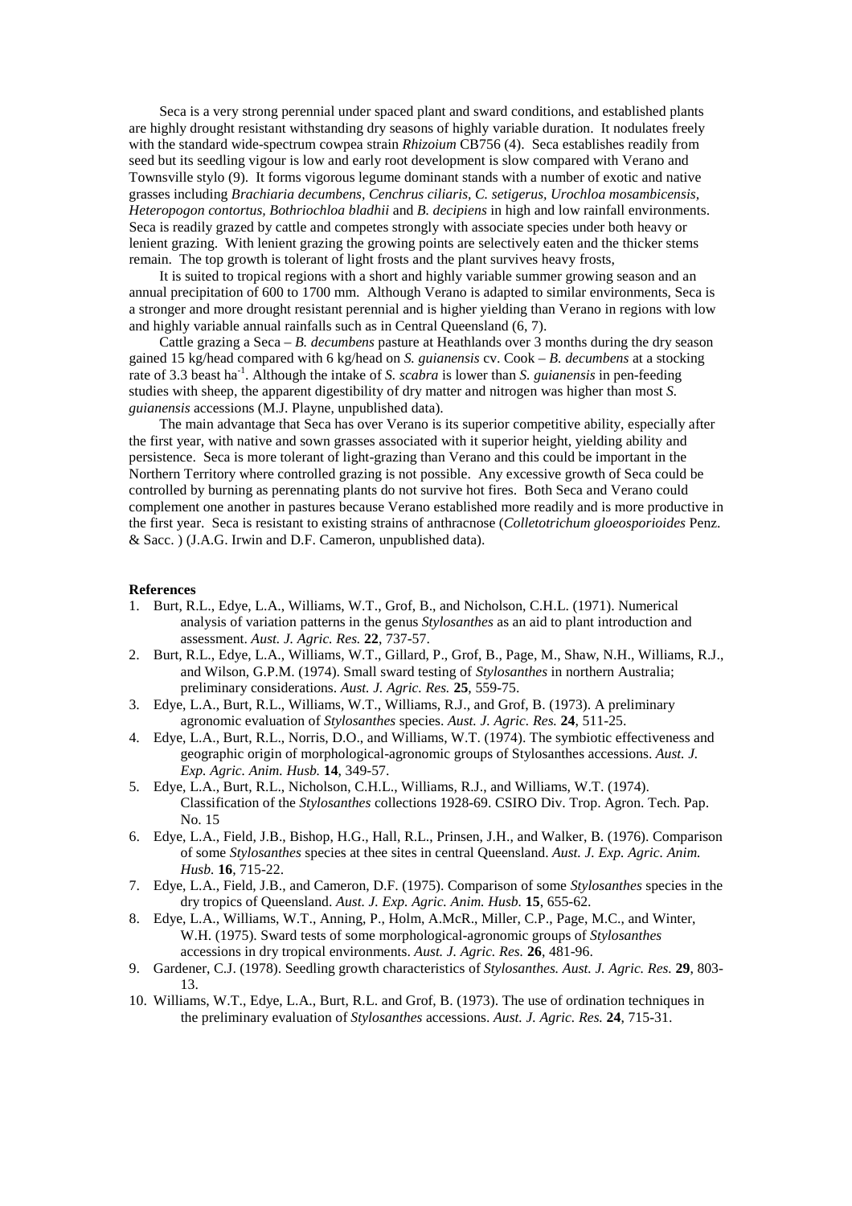Seca is a very strong perennial under spaced plant and sward conditions, and established plants are highly drought resistant withstanding dry seasons of highly variable duration. It nodulates freely with the standard wide-spectrum cowpea strain *Rhizoium* CB756 (4). Seca establishes readily from seed but its seedling vigour is low and early root development is slow compared with Verano and Townsville stylo (9). It forms vigorous legume dominant stands with a number of exotic and native grasses including *Brachiaria decumbens, Cenchrus ciliaris, C. setigerus, Urochloa mosambicensis, Heteropogon contortus, Bothriochloa bladhii* and *B. decipiens* in high and low rainfall environments. Seca is readily grazed by cattle and competes strongly with associate species under both heavy or lenient grazing. With lenient grazing the growing points are selectively eaten and the thicker stems remain. The top growth is tolerant of light frosts and the plant survives heavy frosts,

It is suited to tropical regions with a short and highly variable summer growing season and an annual precipitation of 600 to 1700 mm. Although Verano is adapted to similar environments, Seca is a stronger and more drought resistant perennial and is higher yielding than Verano in regions with low and highly variable annual rainfalls such as in Central Queensland (6, 7).

Cattle grazing a Seca – *B. decumbens* pasture at Heathlands over 3 months during the dry season gained 15 kg/head compared with 6 kg/head on *S. guianensis* cv. Cook – *B. decumbens* at a stocking rate of 3.3 beast ha$^{-1}$. Although the intake of *S. scabra* is lower than *S. guianensis* in pen-feeding studies with sheep, the apparent digestibility of dry matter and nitrogen was higher than most *S. guianensis* accessions (M.J. Playne, unpublished data).

The main advantage that Seca has over Verano is its superior competitive ability, especially after the first year, with native and sown grasses associated with it superior height, yielding ability and persistence. Seca is more tolerant of light-grazing than Verano and this could be important in the Northern Territory where controlled grazing is not possible. Any excessive growth of Seca could be controlled by burning as perennating plants do not survive hot fires. Both Seca and Verano could complement one another in pastures because Verano established more readily and is more productive in the first year. Seca is resistant to existing strains of anthracnose (*Colletotrichum gloeosporioides* Penz. & Sacc. ) (J.A.G. Irwin and D.F. Cameron, unpublished data).

**References**

1. Burt, R.L., Edye, L.A., Williams, W.T., Grof, B., and Nicholson, C.H.L. (1971). Numerical analysis of variation patterns in the genus *Stylosanthes* as an aid to plant introduction and assessment. *Aust. J. Agric. Res.* **22**, 737-57.
2. Burt, R.L., Edye, L.A., Williams, W.T., Gillard, P., Grof, B., Page, M., Shaw, N.H., Williams, R.J., and Wilson, G.P.M. (1974). Small sward testing of *Stylosanthes* in northern Australia; preliminary considerations. *Aust. J. Agric. Res.* **25**, 559-75.
3. Edye, L.A., Burt, R.L., Williams, W.T., Williams, R.J., and Grof, B. (1973). A preliminary agronomic evaluation of *Stylosanthes* species. *Aust. J. Agric. Res.* **24**, 511-25.
4. Edye, L.A., Burt, R.L., Norris, D.O., and Williams, W.T. (1974). The symbiotic effectiveness and geographic origin of morphological-agronomic groups of Stylosanthes accessions. *Aust. J. Exp. Agric. Anim. Husb.* **14**, 349-57.
5. Edye, L.A., Burt, R.L., Nicholson, C.H.L., Williams, R.J., and Williams, W.T. (1974). Classification of the *Stylosanthes* collections 1928-69. CSIRO Div. Trop. Agron. Tech. Pap. No. 15
6. Edye, L.A., Field, J.B., Bishop, H.G., Hall, R.L., Prinsen, J.H., and Walker, B. (1976). Comparison of some *Stylosanthes* species at thee sites in central Queensland. *Aust. J. Exp. Agric. Anim. Husb.* **16**, 715-22.
7. Edye, L.A., Field, J.B., and Cameron, D.F. (1975). Comparison of some *Stylosanthes* species in the dry tropics of Queensland. *Aust. J. Exp. Agric. Anim. Husb.* **15**, 655-62.
8. Edye, L.A., Williams, W.T., Anning, P., Holm, A.McR., Miller, C.P., Page, M.C., and Winter, W.H. (1975). Sward tests of some morphological-agronomic groups of *Stylosanthes* accessions in dry tropical environments. *Aust. J. Agric. Res.* **26**, 481-96.
9. Gardener, C.J. (1978). Seedling growth characteristics of *Stylosanthes. Aust. J. Agric. Res.* **29**, 803-13.
10. Williams, W.T., Edye, L.A., Burt, R.L. and Grof, B. (1973). The use of ordination techniques in the preliminary evaluation of *Stylosanthes* accessions. *Aust. J. Agric. Res.* **24**, 715-31.